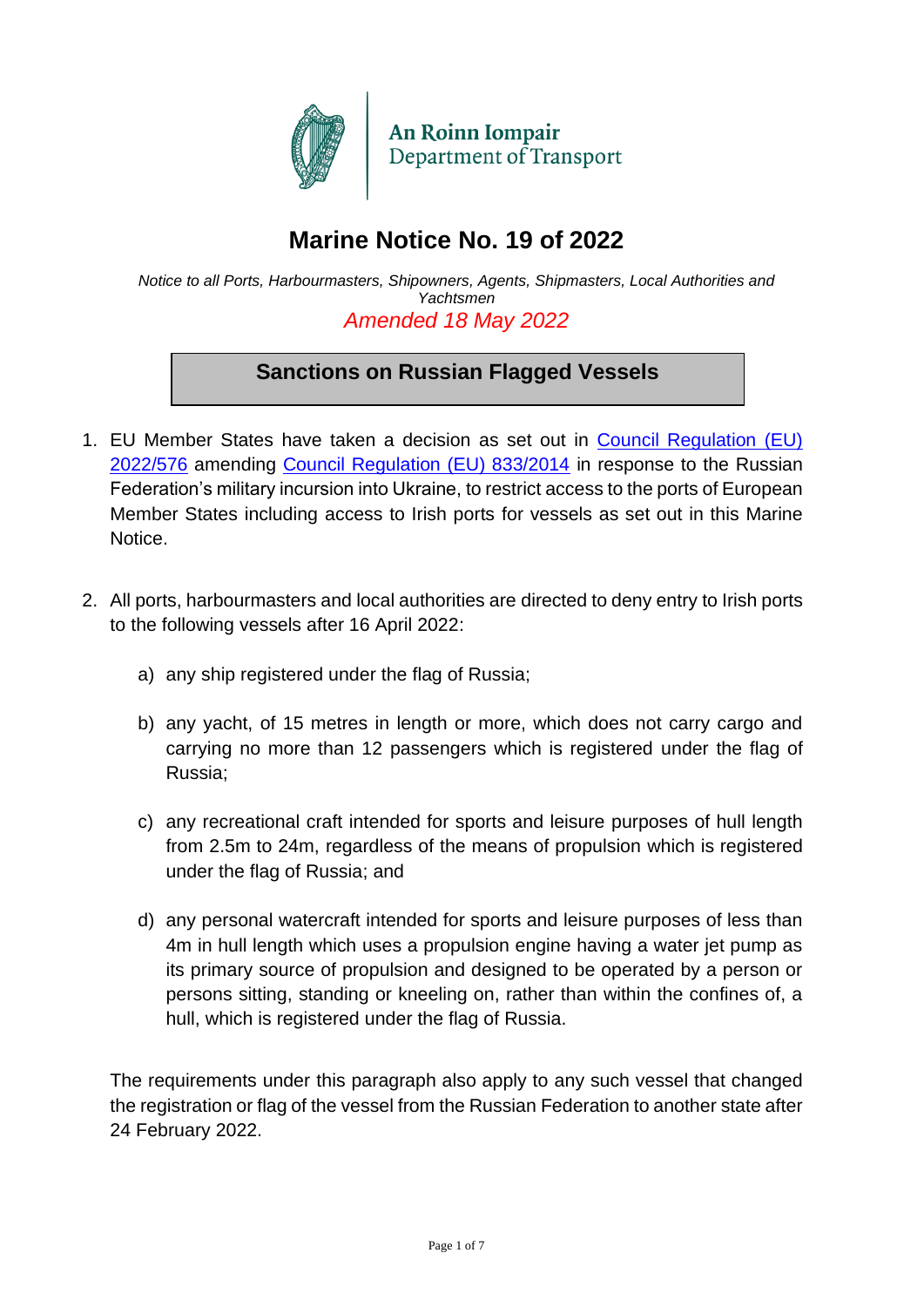An Roinn Iompair
Department of Transport

# Marine Notice No. 19 of 2022

*Notice to all Ports, Harbourmasters, Shipowners, Agents, Shipmasters, Local Authorities and Yachtsmen*

*Amended 18 May 2022*

## Sanctions on Russian Flagged Vessels

1. EU Member States have taken a decision as set out in Council Regulation (EU) 2022/576 amending Council Regulation (EU) 833/2014 in response to the Russian Federation's military incursion into Ukraine, to restrict access to the ports of European Member States including access to Irish ports for vessels as set out in this Marine Notice.

2. All ports, harbourmasters and local authorities are directed to deny entry to Irish ports to the following vessels after 16 April 2022:

   a) any ship registered under the flag of Russia;

   b) any yacht, of 15 metres in length or more, which does not carry cargo and carrying no more than 12 passengers which is registered under the flag of Russia;

   c) any recreational craft intended for sports and leisure purposes of hull length from 2.5m to 24m, regardless of the means of propulsion which is registered under the flag of Russia; and

   d) any personal watercraft intended for sports and leisure purposes of less than 4m in hull length which uses a propulsion engine having a water jet pump as its primary source of propulsion and designed to be operated by a person or persons sitting, standing or kneeling on, rather than within the confines of, a hull, which is registered under the flag of Russia.

   The requirements under this paragraph also apply to any such vessel that changed the registration or flag of the vessel from the Russian Federation to another state after 24 February 2022.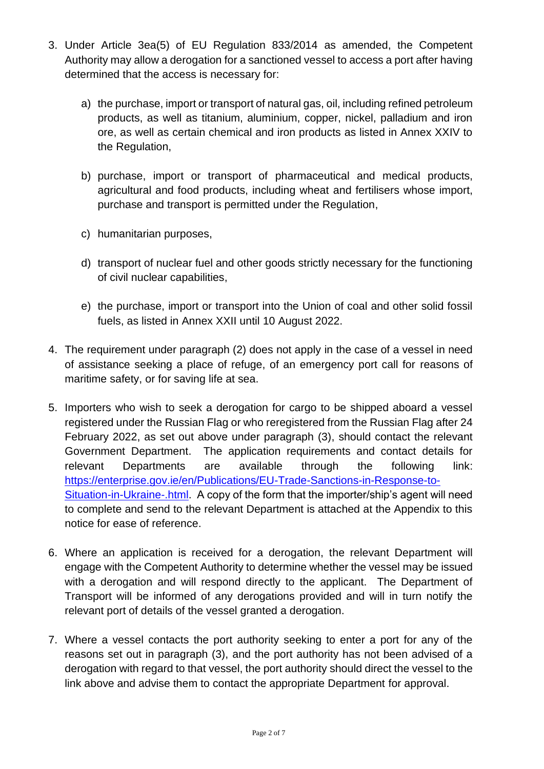3. Under Article 3ea(5) of EU Regulation 833/2014 as amended, the Competent Authority may allow a derogation for a sanctioned vessel to access a port after having determined that the access is necessary for:

   a) the purchase, import or transport of natural gas, oil, including refined petroleum products, as well as titanium, aluminium, copper, nickel, palladium and iron ore, as well as certain chemical and iron products as listed in Annex XXIV to the Regulation,

   b) purchase, import or transport of pharmaceutical and medical products, agricultural and food products, including wheat and fertilisers whose import, purchase and transport is permitted under the Regulation,

   c) humanitarian purposes,

   d) transport of nuclear fuel and other goods strictly necessary for the functioning of civil nuclear capabilities,

   e) the purchase, import or transport into the Union of coal and other solid fossil fuels, as listed in Annex XXII until 10 August 2022.

4. The requirement under paragraph (2) does not apply in the case of a vessel in need of assistance seeking a place of refuge, of an emergency port call for reasons of maritime safety, or for saving life at sea.

5. Importers who wish to seek a derogation for cargo to be shipped aboard a vessel registered under the Russian Flag or who reregistered from the Russian Flag after 24 February 2022, as set out above under paragraph (3), should contact the relevant Government Department. The application requirements and contact details for relevant Departments are available through the following link: [https://enterprise.gov.ie/en/Publications/EU-Trade-Sanctions-in-Response-to-Situation-in-Ukraine-.html](https://enterprise.gov.ie/en/Publications/EU-Trade-Sanctions-in-Response-to-Situation-in-Ukraine-.html). A copy of the form that the importer/ship's agent will need to complete and send to the relevant Department is attached at the Appendix to this notice for ease of reference.

6. Where an application is received for a derogation, the relevant Department will engage with the Competent Authority to determine whether the vessel may be issued with a derogation and will respond directly to the applicant. The Department of Transport will be informed of any derogations provided and will in turn notify the relevant port of details of the vessel granted a derogation.

7. Where a vessel contacts the port authority seeking to enter a port for any of the reasons set out in paragraph (3), and the port authority has not been advised of a derogation with regard to that vessel, the port authority should direct the vessel to the link above and advise them to contact the appropriate Department for approval.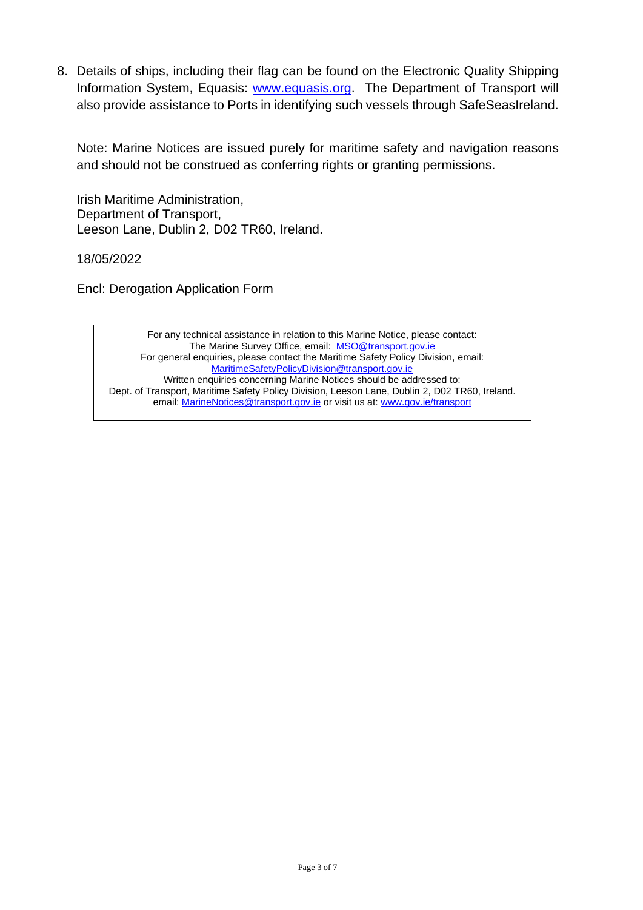8. Details of ships, including their flag can be found on the Electronic Quality Shipping Information System, Equasis: [www.equasis.org](http://www.equasis.org). The Department of Transport will also provide assistance to Ports in identifying such vessels through SafeSeasIreland.

Note: Marine Notices are issued purely for maritime safety and navigation reasons and should not be construed as conferring rights or granting permissions.

Irish Maritime Administration,
Department of Transport,
Leeson Lane, Dublin 2, D02 TR60, Ireland.

18/05/2022

Encl: Derogation Application Form

For any technical assistance in relation to this Marine Notice, please contact:
The Marine Survey Office, email: [MSO@transport.gov.ie](mailto:MSO@transport.gov.ie)
For general enquiries, please contact the Maritime Safety Policy Division, email:
[MaritimeSafetyPolicyDivision@transport.gov.ie](mailto:MaritimeSafetyPolicyDivision@transport.gov.ie)
Written enquiries concerning Marine Notices should be addressed to:
Dept. of Transport, Maritime Safety Policy Division, Leeson Lane, Dublin 2, D02 TR60, Ireland.
email: [MarineNotices@transport.gov.ie](mailto:MarineNotices@transport.gov.ie) or visit us at: [www.gov.ie/transport](http://www.gov.ie/transport)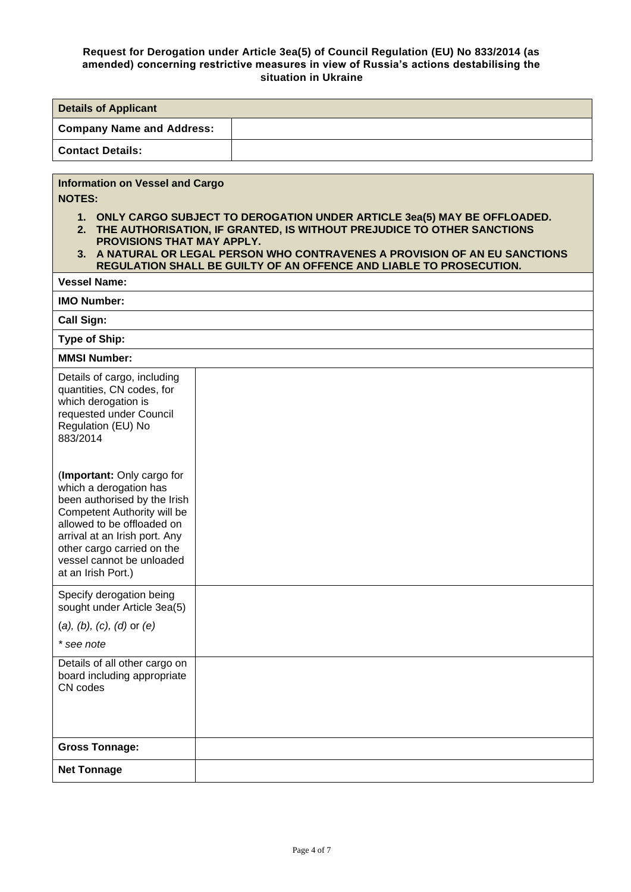**Request for Derogation under Article 3ea(5) of Council Regulation (EU) No 833/2014 (as amended) concerning restrictive measures in view of Russia's actions destabilising the situation in Ukraine**

| **Details of Applicant** | |
|---|---|
| **Company Name and Address:** | |
| **Contact Details:** | |

**Information on Vessel and Cargo**

**NOTES:**

1. **ONLY CARGO SUBJECT TO DEROGATION UNDER ARTICLE 3ea(5) MAY BE OFFLOADED.**
2. **THE AUTHORISATION, IF GRANTED, IS WITHOUT PREJUDICE TO OTHER SANCTIONS PROVISIONS THAT MAY APPLY.**
3. **A NATURAL OR LEGAL PERSON WHO CONTRAVENES A PROVISION OF AN EU SANCTIONS REGULATION SHALL BE GUILTY OF AN OFFENCE AND LIABLE TO PROSECUTION.**

| | |
|---|---|
| **Vessel Name:** | |
| **IMO Number:** | |
| **Call Sign:** | |
| **Type of Ship:** | |
| **MMSI Number:** | |
| Details of cargo, including quantities, CN codes, for which derogation is requested under Council Regulation (EU) No 883/2014<br><br>(**Important:** Only cargo for which a derogation has been authorised by the Irish Competent Authority will be allowed to be offloaded on arrival at an Irish port. Any other cargo carried on the vessel cannot be unloaded at an Irish Port.) | |
| Specify derogation being sought under Article 3ea(5)<br><br>(*a*), *(b)*, *(c)*, *(d)* or *(e)*<br><br>*\* see note* | |
| Details of all other cargo on board including appropriate CN codes | |
| **Gross Tonnage:** | |
| **Net Tonnage** | |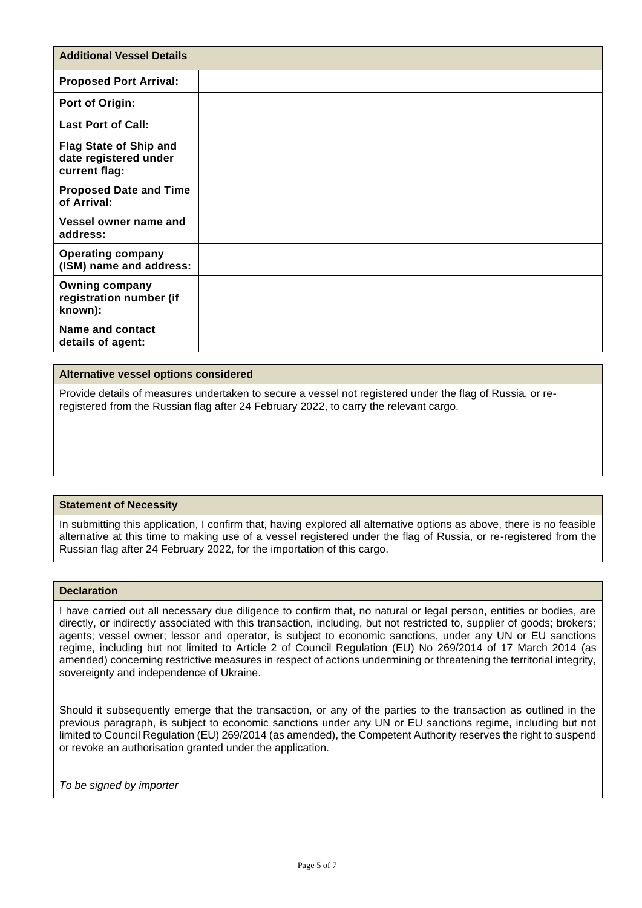| Additional Vessel Details | |
|---|---|
| **Proposed Port Arrival:** | |
| **Port of Origin:** | |
| **Last Port of Call:** | |
| **Flag State of Ship and date registered under current flag:** | |
| **Proposed Date and Time of Arrival:** | |
| **Vessel owner name and address:** | |
| **Operating company (ISM) name and address:** | |
| **Owning company registration number (if known):** | |
| **Name and contact details of agent:** | |

**Alternative vessel options considered**

Provide details of measures undertaken to secure a vessel not registered under the flag of Russia, or re-registered from the Russian flag after 24 February 2022, to carry the relevant cargo.

**Statement of Necessity**

In submitting this application, I confirm that, having explored all alternative options as above, there is no feasible alternative at this time to making use of a vessel registered under the flag of Russia, or re-registered from the Russian flag after 24 February 2022, for the importation of this cargo.

**Declaration**

I have carried out all necessary due diligence to confirm that, no natural or legal person, entities or bodies, are directly, or indirectly associated with this transaction, including, but not restricted to, supplier of goods; brokers; agents; vessel owner; lessor and operator, is subject to economic sanctions, under any UN or EU sanctions regime, including but not limited to Article 2 of Council Regulation (EU) No 269/2014 of 17 March 2014 (as amended) concerning restrictive measures in respect of actions undermining or threatening the territorial integrity, sovereignty and independence of Ukraine.

Should it subsequently emerge that the transaction, or any of the parties to the transaction as outlined in the previous paragraph, is subject to economic sanctions under any UN or EU sanctions regime, including but not limited to Council Regulation (EU) 269/2014 (as amended), the Competent Authority reserves the right to suspend or revoke an authorisation granted under the application.

*To be signed by importer*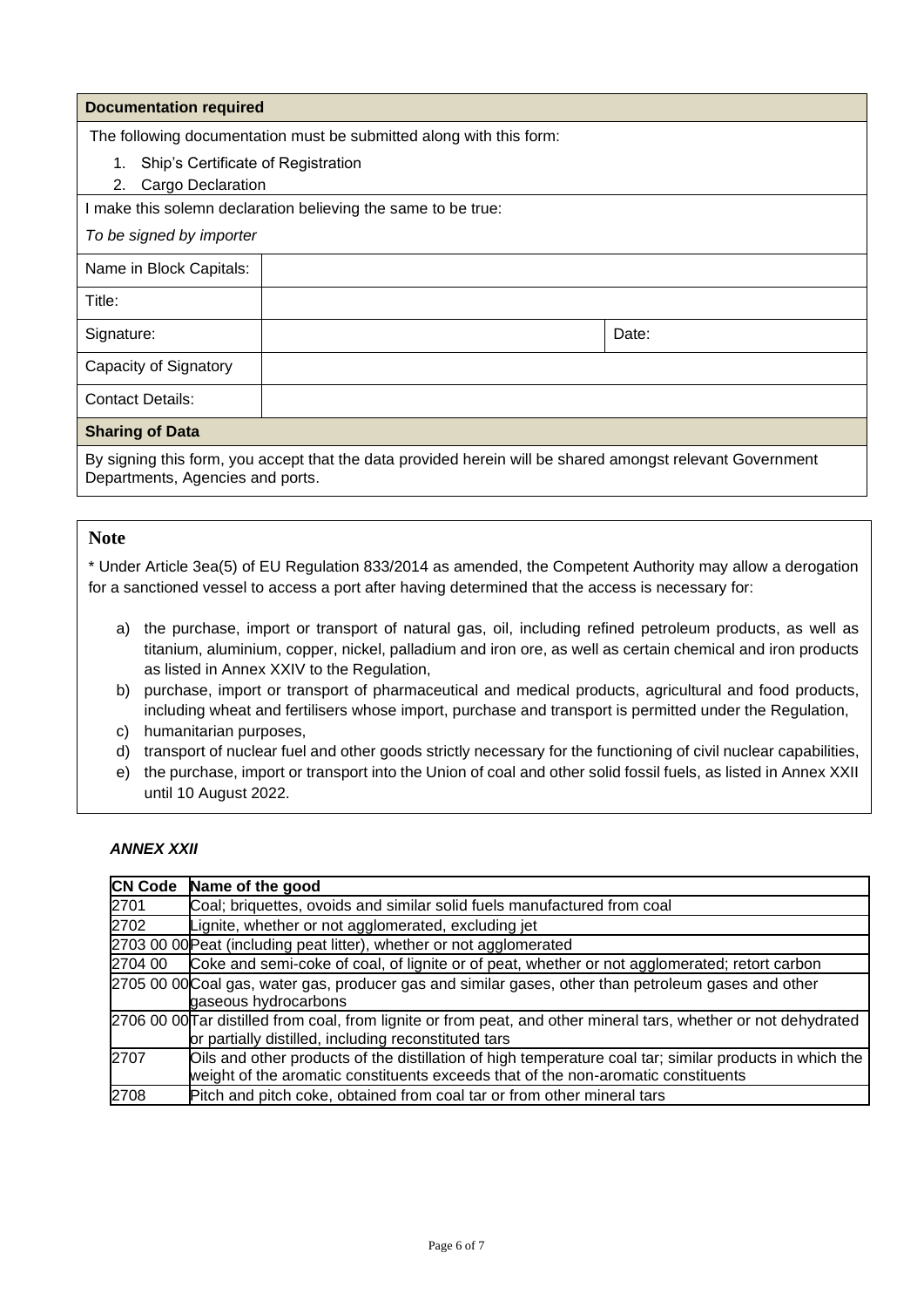**Documentation required**

The following documentation must be submitted along with this form:

1. Ship's Certificate of Registration
2. Cargo Declaration

I make this solemn declaration believing the same to be true:

*To be signed by importer*

| | | | |
|---|---|---|---|
| Name in Block Capitals: | | | |
| Title: | | | |
| Signature: | | Date: | |
| Capacity of Signatory | | | |
| Contact Details: | | | |

**Sharing of Data**

By signing this form, you accept that the data provided herein will be shared amongst relevant Government Departments, Agencies and ports.

**Note**

* Under Article 3ea(5) of EU Regulation 833/2014 as amended, the Competent Authority may allow a derogation for a sanctioned vessel to access a port after having determined that the access is necessary for:

a) the purchase, import or transport of natural gas, oil, including refined petroleum products, as well as titanium, aluminium, copper, nickel, palladium and iron ore, as well as certain chemical and iron products as listed in Annex XXIV to the Regulation,
b) purchase, import or transport of pharmaceutical and medical products, agricultural and food products, including wheat and fertilisers whose import, purchase and transport is permitted under the Regulation,
c) humanitarian purposes,
d) transport of nuclear fuel and other goods strictly necessary for the functioning of civil nuclear capabilities,
e) the purchase, import or transport into the Union of coal and other solid fossil fuels, as listed in Annex XXII until 10 August 2022.

***ANNEX XXII***

| CN Code | Name of the good |
|---|---|
| 2701 | Coal; briquettes, ovoids and similar solid fuels manufactured from coal |
| 2702 | Lignite, whether or not agglomerated, excluding jet |
| 2703 00 00 | Peat (including peat litter), whether or not agglomerated |
| 2704 00 | Coke and semi-coke of coal, of lignite or of peat, whether or not agglomerated; retort carbon |
| 2705 00 00 | Coal gas, water gas, producer gas and similar gases, other than petroleum gases and other gaseous hydrocarbons |
| 2706 00 00 | Tar distilled from coal, from lignite or from peat, and other mineral tars, whether or not dehydrated or partially distilled, including reconstituted tars |
| 2707 | Oils and other products of the distillation of high temperature coal tar; similar products in which the weight of the aromatic constituents exceeds that of the non-aromatic constituents |
| 2708 | Pitch and pitch coke, obtained from coal tar or from other mineral tars |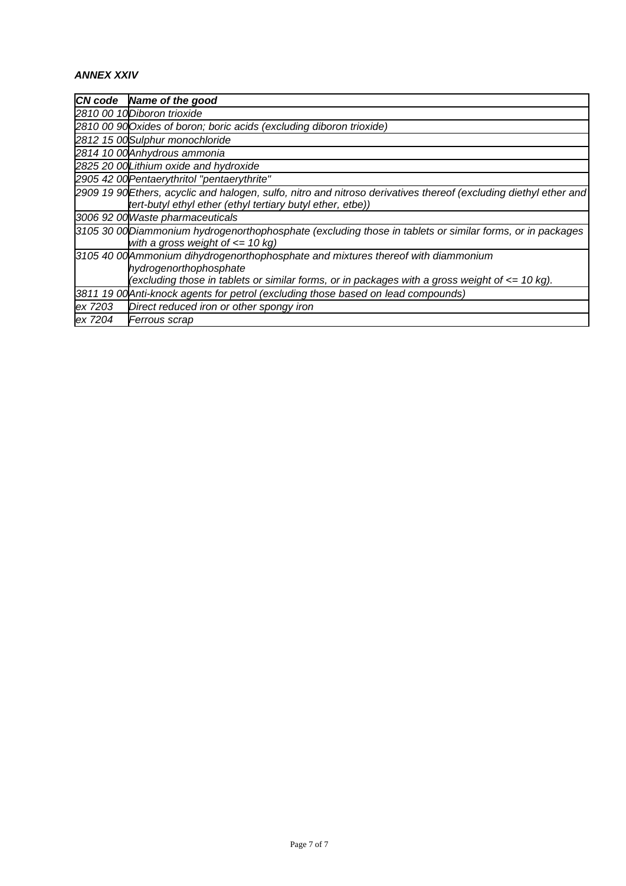***ANNEX XXIV***

| ***CN code*** | ***Name of the good*** |
|---|---|
| *2810 00 10* | *Diboron trioxide* |
| *2810 00 90* | *Oxides of boron; boric acids (excluding diboron trioxide)* |
| *2812 15 00* | *Sulphur monochloride* |
| *2814 10 00* | *Anhydrous ammonia* |
| *2825 20 00* | *Lithium oxide and hydroxide* |
| *2905 42 00* | *Pentaerythritol "pentaerythrite"* |
| *2909 19 90* | *Ethers, acyclic and halogen, sulfo, nitro and nitroso derivatives thereof (excluding diethyl ether and tert-butyl ethyl ether (ethyl tertiary butyl ether, etbe))* |
| *3006 92 00* | *Waste pharmaceuticals* |
| *3105 30 00* | *Diammonium hydrogenorthophosphate (excluding those in tablets or similar forms, or in packages with a gross weight of <= 10 kg)* |
| *3105 40 00* | *Ammonium dihydrogenorthophosphate and mixtures thereof with diammonium hydrogenorthophosphate (excluding those in tablets or similar forms, or in packages with a gross weight of <= 10 kg).* |
| *3811 19 00* | *Anti-knock agents for petrol (excluding those based on lead compounds)* |
| *ex 7203* | *Direct reduced iron or other spongy iron* |
| *ex 7204* | *Ferrous scrap* |